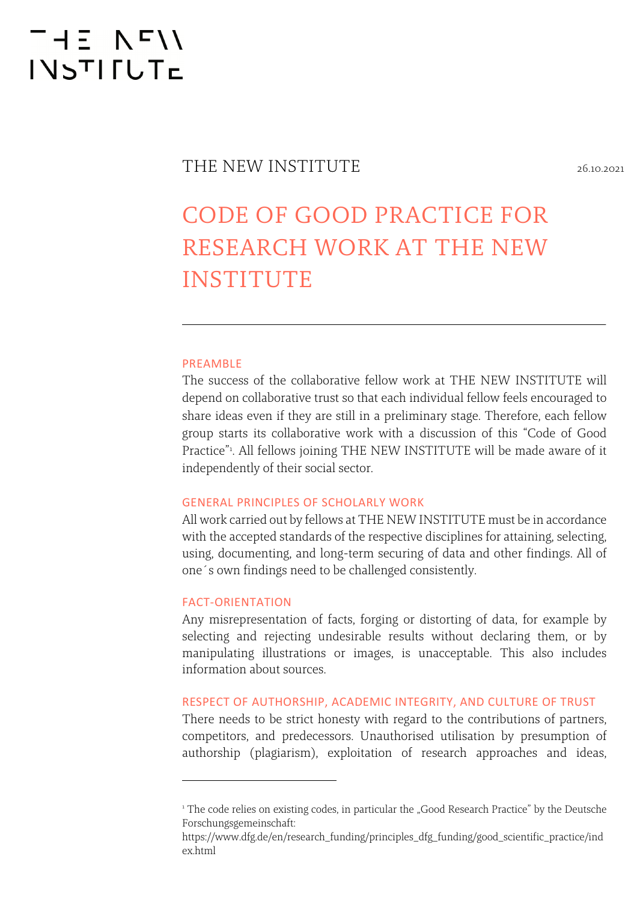THE NEW INSTITUTE

THE NEW INSTITUTE 26.10.2021

# CODE OF GOOD PRACTICE FOR RESEARCH WORK AT THE NEW INSTITUTE

## PREAMBLE

The success of the collaborative fellow work at THE NEW INSTITUTE will depend on collaborative trust so that each individual fellow feels encouraged to share ideas even if they are still in a preliminary stage. Therefore, each fellow group starts its collaborative work with a discussion of this "Code of Good Practice"[1]. All fellows joining THE NEW INSTITUTE will be made aware of it independently of their social sector.

## GENERAL PRINCIPLES OF SCHOLARLY WORK

All work carried out by fellows at THE NEW INSTITUTE must be in accordance with the accepted standards of the respective disciplines for attaining, selecting, using, documenting, and long-term securing of data and other findings. All of one´s own findings need to be challenged consistently.

## FACT-ORIENTATION

Any misrepresentation of facts, forging or distorting of data, for example by selecting and rejecting undesirable results without declaring them, or by manipulating illustrations or images, is unacceptable. This also includes information about sources.

## RESPECT OF AUTHORSHIP, ACADEMIC INTEGRITY, AND CULTURE OF TRUST

There needs to be strict honesty with regard to the contributions of partners, competitors, and predecessors. Unauthorised utilisation by presumption of authorship (plagiarism), exploitation of research approaches and ideas,

---

[1] The code relies on existing codes, in particular the „Good Research Practice" by the Deutsche Forschungsgemeinschaft: https://www.dfg.de/en/research_funding/principles_dfg_funding/good_scientific_practice/index.html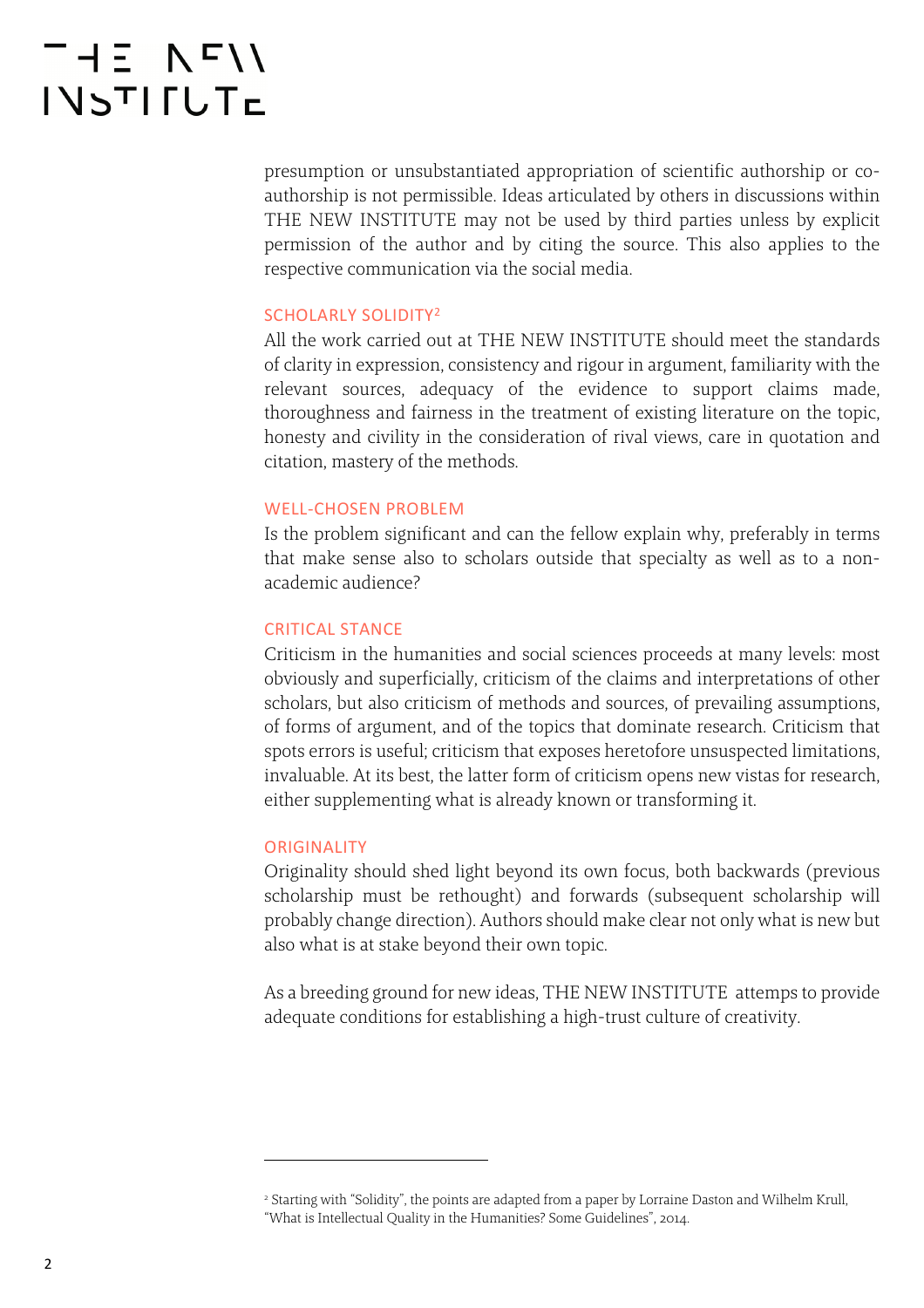presumption or unsubstantiated appropriation of scientific authorship or co-authorship is not permissible. Ideas articulated by others in discussions within THE NEW INSTITUTE may not be used by third parties unless by explicit permission of the author and by citing the source. This also applies to the respective communication via the social media.

### SCHOLARLY SOLIDITY[2]

All the work carried out at THE NEW INSTITUTE should meet the standards of clarity in expression, consistency and rigour in argument, familiarity with the relevant sources, adequacy of the evidence to support claims made, thoroughness and fairness in the treatment of existing literature on the topic, honesty and civility in the consideration of rival views, care in quotation and citation, mastery of the methods.

### WELL-CHOSEN PROBLEM

Is the problem significant and can the fellow explain why, preferably in terms that make sense also to scholars outside that specialty as well as to a non-academic audience?

### CRITICAL STANCE

Criticism in the humanities and social sciences proceeds at many levels: most obviously and superficially, criticism of the claims and interpretations of other scholars, but also criticism of methods and sources, of prevailing assumptions, of forms of argument, and of the topics that dominate research. Criticism that spots errors is useful; criticism that exposes heretofore unsuspected limitations, invaluable. At its best, the latter form of criticism opens new vistas for research, either supplementing what is already known or transforming it.

### ORIGINALITY

Originality should shed light beyond its own focus, both backwards (previous scholarship must be rethought) and forwards (subsequent scholarship will probably change direction). Authors should make clear not only what is new but also what is at stake beyond their own topic.

As a breeding ground for new ideas, THE NEW INSTITUTE attemps to provide adequate conditions for establishing a high-trust culture of creativity.

---

[2] Starting with "Solidity", the points are adapted from a paper by Lorraine Daston and Wilhelm Krull, "What is Intellectual Quality in the Humanities? Some Guidelines", 2014.